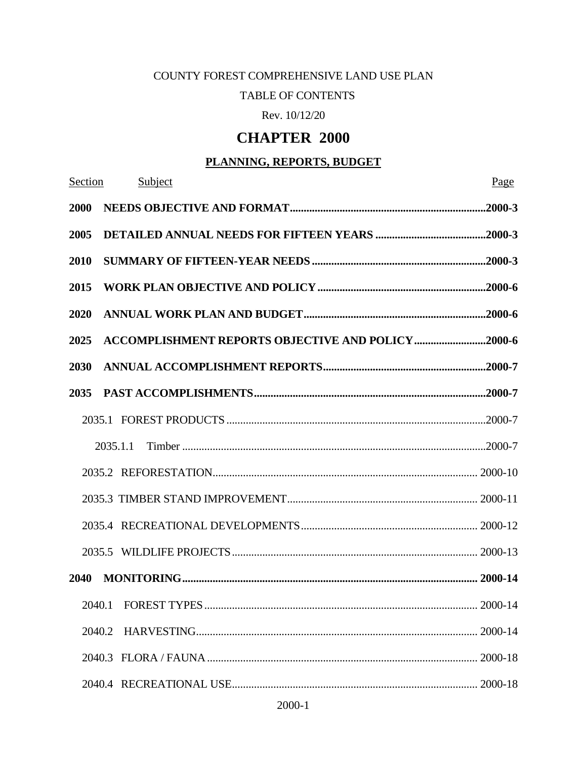COUNTY FOREST COMPREHENSIVE LAND USE PLAN

TABLE OF CONTENTS

Rev. 10/12/20

# CHAPTER 2000

## PLANNING, REPORTS, BUDGET

| Section | Subject | Page |
|---|---|---|
| **2000** | **NEEDS OBJECTIVE AND FORMAT** | **2000-3** |
| **2005** | **DETAILED ANNUAL NEEDS FOR FIFTEEN YEARS** | **2000-3** |
| **2010** | **SUMMARY OF FIFTEEN-YEAR NEEDS** | **2000-3** |
| **2015** | **WORK PLAN OBJECTIVE AND POLICY** | **2000-6** |
| **2020** | **ANNUAL WORK PLAN AND BUDGET** | **2000-6** |
| **2025** | **ACCOMPLISHMENT REPORTS OBJECTIVE AND POLICY** | **2000-6** |
| **2030** | **ANNUAL ACCOMPLISHMENT REPORTS** | **2000-7** |
| **2035** | **PAST ACCOMPLISHMENTS** | **2000-7** |
| 2035.1 | FOREST PRODUCTS | 2000-7 |
| 2035.1.1 | Timber | 2000-7 |
| 2035.2 | REFORESTATION | 2000-10 |
| 2035.3 | TIMBER STAND IMPROVEMENT | 2000-11 |
| 2035.4 | RECREATIONAL DEVELOPMENTS | 2000-12 |
| 2035.5 | WILDLIFE PROJECTS | 2000-13 |
| **2040** | **MONITORING** | **2000-14** |
| 2040.1 | FOREST TYPES | 2000-14 |
| 2040.2 | HARVESTING | 2000-14 |
| 2040.3 | FLORA / FAUNA | 2000-18 |
| 2040.4 | RECREATIONAL USE | 2000-18 |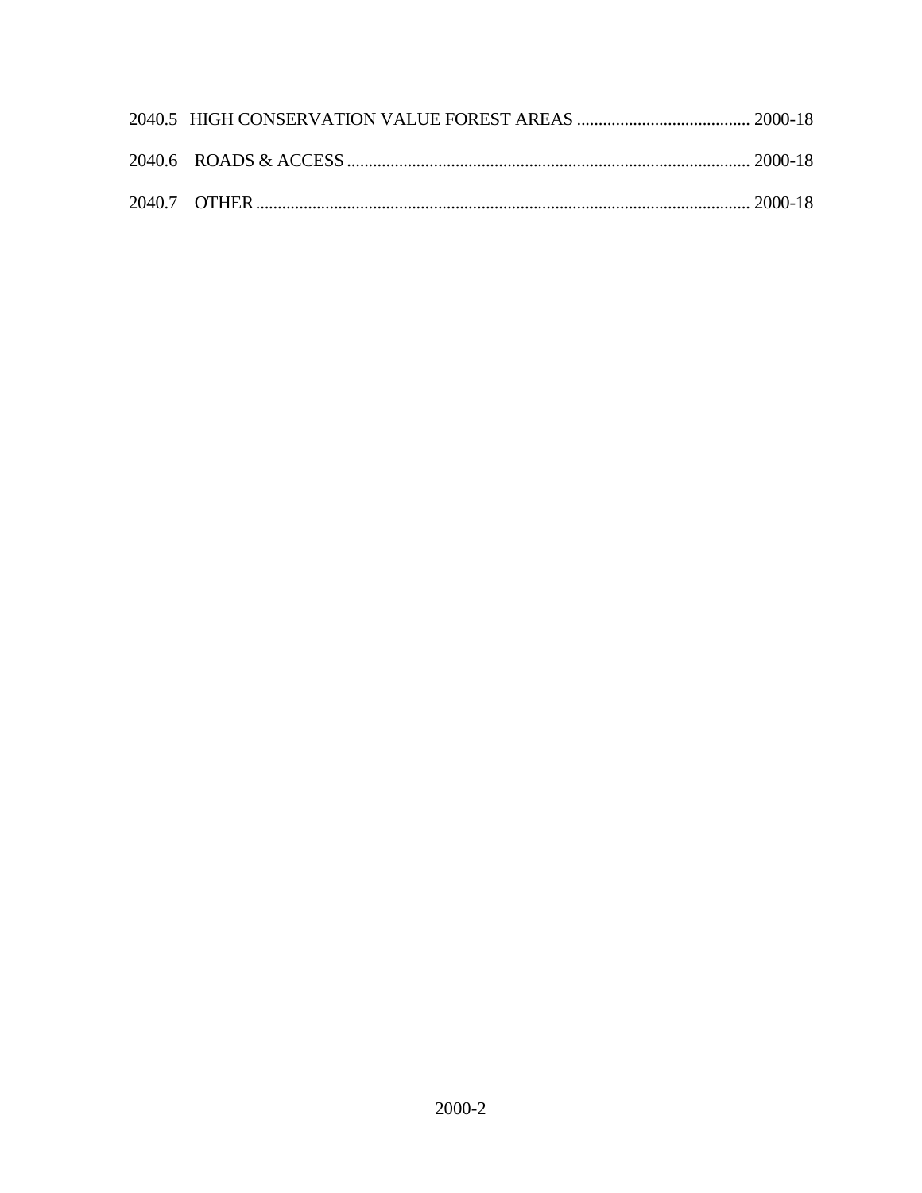2040.5 HIGH CONSERVATION VALUE FOREST AREAS ........................................ 2000-18

2040.6 ROADS & ACCESS ............................................................................................ 2000-18

2040.7 OTHER ................................................................................................................. 2000-18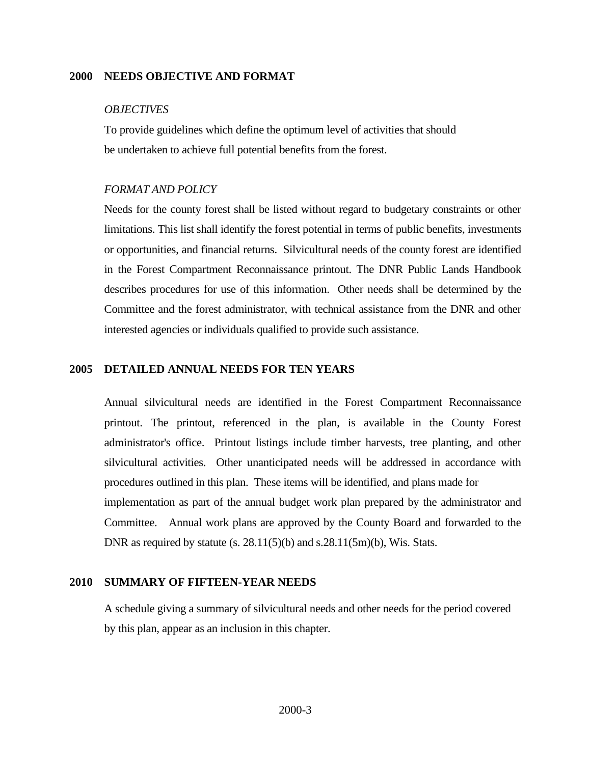## 2000 NEEDS OBJECTIVE AND FORMAT

*OBJECTIVES*

To provide guidelines which define the optimum level of activities that should be undertaken to achieve full potential benefits from the forest.

*FORMAT AND POLICY*

Needs for the county forest shall be listed without regard to budgetary constraints or other limitations. This list shall identify the forest potential in terms of public benefits, investments or opportunities, and financial returns. Silvicultural needs of the county forest are identified in the Forest Compartment Reconnaissance printout. The DNR Public Lands Handbook describes procedures for use of this information. Other needs shall be determined by the Committee and the forest administrator, with technical assistance from the DNR and other interested agencies or individuals qualified to provide such assistance.

## 2005 DETAILED ANNUAL NEEDS FOR TEN YEARS

Annual silvicultural needs are identified in the Forest Compartment Reconnaissance printout. The printout, referenced in the plan, is available in the County Forest administrator's office. Printout listings include timber harvests, tree planting, and other silvicultural activities. Other unanticipated needs will be addressed in accordance with procedures outlined in this plan. These items will be identified, and plans made for implementation as part of the annual budget work plan prepared by the administrator and Committee. Annual work plans are approved by the County Board and forwarded to the DNR as required by statute (s. 28.11(5)(b) and s.28.11(5m)(b), Wis. Stats.

## 2010 SUMMARY OF FIFTEEN-YEAR NEEDS

A schedule giving a summary of silvicultural needs and other needs for the period covered by this plan, appear as an inclusion in this chapter.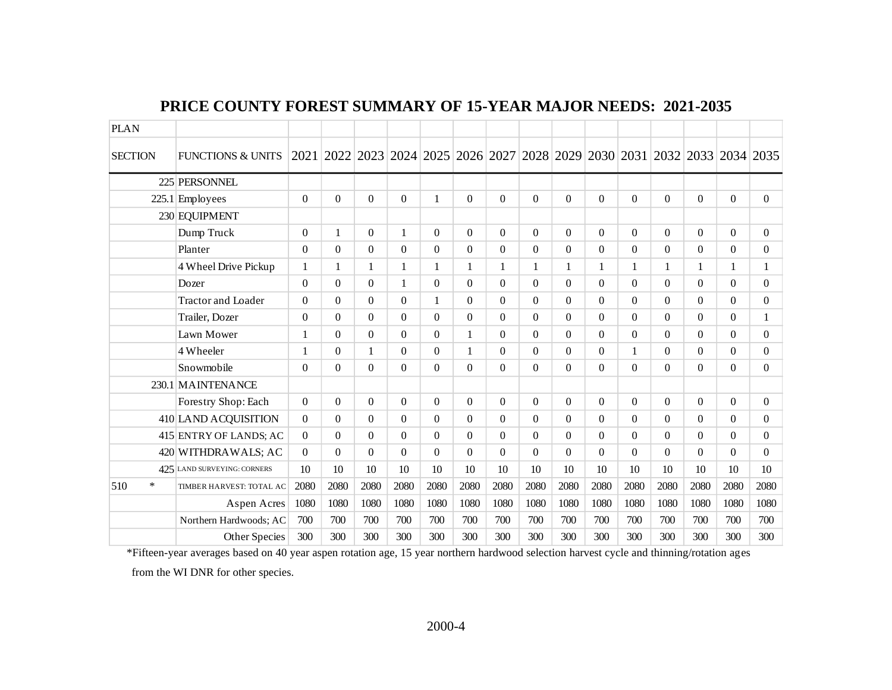## PRICE COUNTY FOREST SUMMARY OF 15-YEAR MAJOR NEEDS: 2021-2035

| PLAN SECTION | FUNCTIONS & UNITS | 2021 | 2022 | 2023 | 2024 | 2025 | 2026 | 2027 | 2028 | 2029 | 2030 | 2031 | 2032 | 2033 | 2034 | 2035 |
|---|---|---|---|---|---|---|---|---|---|---|---|---|---|---|---|---|
| 225 | PERSONNEL | | | | | | | | | | | | | | | |
| 225.1 | Employees | 0 | 0 | 0 | 0 | 1 | 0 | 0 | 0 | 0 | 0 | 0 | 0 | 0 | 0 | 0 |
| 230 | EQUIPMENT | | | | | | | | | | | | | | | |
| | Dump Truck | 0 | 1 | 0 | 1 | 0 | 0 | 0 | 0 | 0 | 0 | 0 | 0 | 0 | 0 | 0 |
| | Planter | 0 | 0 | 0 | 0 | 0 | 0 | 0 | 0 | 0 | 0 | 0 | 0 | 0 | 0 | 0 |
| | 4 Wheel Drive Pickup | 1 | 1 | 1 | 1 | 1 | 1 | 1 | 1 | 1 | 1 | 1 | 1 | 1 | 1 | 1 |
| | Dozer | 0 | 0 | 0 | 1 | 0 | 0 | 0 | 0 | 0 | 0 | 0 | 0 | 0 | 0 | 0 |
| | Tractor and Loader | 0 | 0 | 0 | 0 | 1 | 0 | 0 | 0 | 0 | 0 | 0 | 0 | 0 | 0 | 0 |
| | Trailer, Dozer | 0 | 0 | 0 | 0 | 0 | 0 | 0 | 0 | 0 | 0 | 0 | 0 | 0 | 0 | 1 |
| | Lawn Mower | 1 | 0 | 0 | 0 | 0 | 1 | 0 | 0 | 0 | 0 | 0 | 0 | 0 | 0 | 0 |
| | 4 Wheeler | 1 | 0 | 1 | 0 | 0 | 1 | 0 | 0 | 0 | 0 | 1 | 0 | 0 | 0 | 0 |
| | Snowmobile | 0 | 0 | 0 | 0 | 0 | 0 | 0 | 0 | 0 | 0 | 0 | 0 | 0 | 0 | 0 |
| 230.1 | MAINTENANCE | | | | | | | | | | | | | | | |
| | Forestry Shop: Each | 0 | 0 | 0 | 0 | 0 | 0 | 0 | 0 | 0 | 0 | 0 | 0 | 0 | 0 | 0 |
| 410 | LAND ACQUISITION | 0 | 0 | 0 | 0 | 0 | 0 | 0 | 0 | 0 | 0 | 0 | 0 | 0 | 0 | 0 |
| 415 | ENTRY OF LANDS; AC | 0 | 0 | 0 | 0 | 0 | 0 | 0 | 0 | 0 | 0 | 0 | 0 | 0 | 0 | 0 |
| 420 | WITHDRAWALS; AC | 0 | 0 | 0 | 0 | 0 | 0 | 0 | 0 | 0 | 0 | 0 | 0 | 0 | 0 | 0 |
| 425 | LAND SURVEYING: CORNERS | 10 | 10 | 10 | 10 | 10 | 10 | 10 | 10 | 10 | 10 | 10 | 10 | 10 | 10 | 10 |
| 510 * | TIMBER HARVEST: TOTAL AC | 2080 | 2080 | 2080 | 2080 | 2080 | 2080 | 2080 | 2080 | 2080 | 2080 | 2080 | 2080 | 2080 | 2080 | 2080 |
| | Aspen Acres | 1080 | 1080 | 1080 | 1080 | 1080 | 1080 | 1080 | 1080 | 1080 | 1080 | 1080 | 1080 | 1080 | 1080 | 1080 |
| | Northern Hardwoods; AC | 700 | 700 | 700 | 700 | 700 | 700 | 700 | 700 | 700 | 700 | 700 | 700 | 700 | 700 | 700 |
| | Other Species | 300 | 300 | 300 | 300 | 300 | 300 | 300 | 300 | 300 | 300 | 300 | 300 | 300 | 300 | 300 |

*Fifteen-year averages based on 40 year aspen rotation age, 15 year northern hardwood selection harvest cycle and thinning/rotation ages from the WI DNR for other species.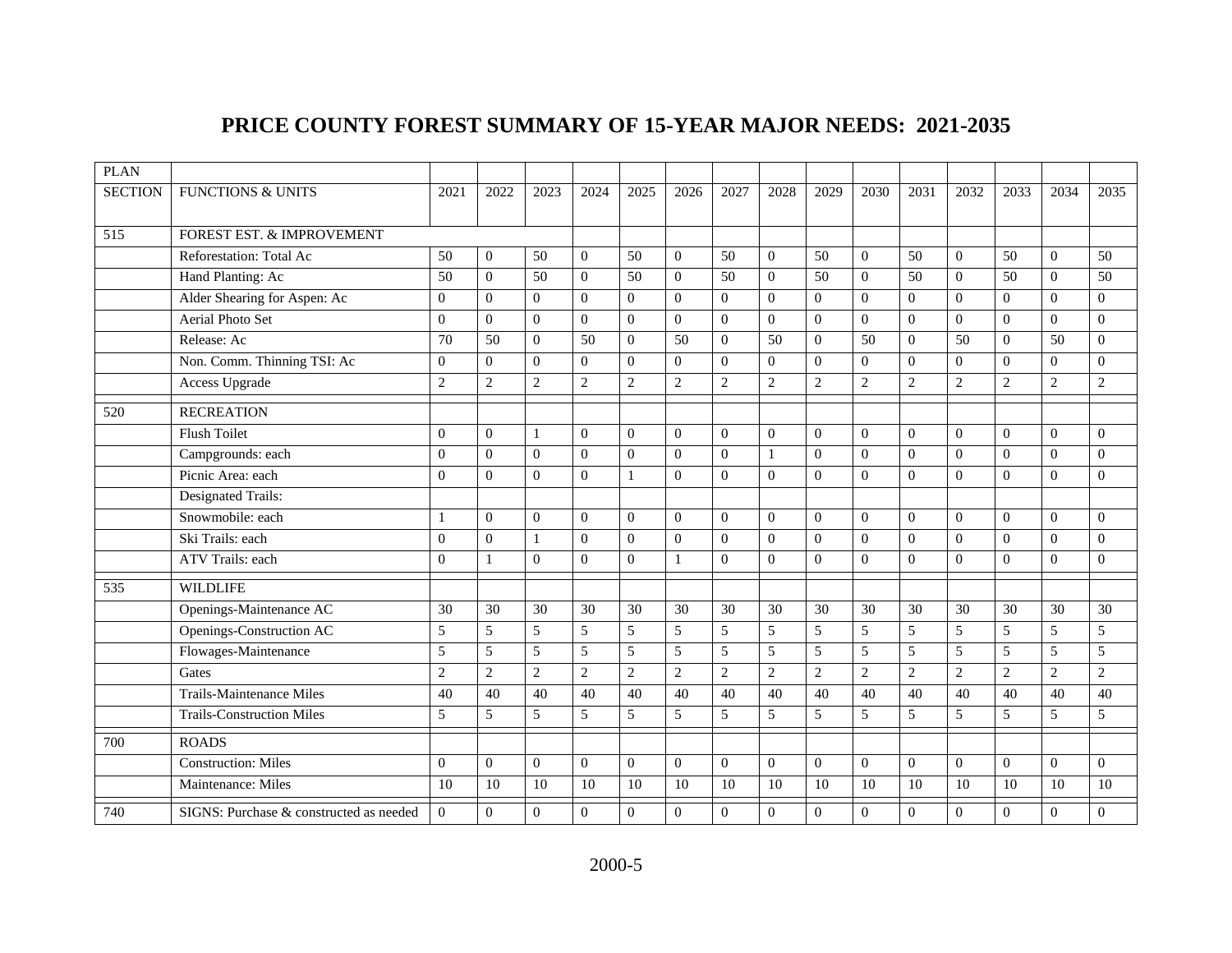# PRICE COUNTY FOREST SUMMARY OF 15-YEAR MAJOR NEEDS: 2021-2035

| PLAN SECTION | FUNCTIONS & UNITS | 2021 | 2022 | 2023 | 2024 | 2025 | 2026 | 2027 | 2028 | 2029 | 2030 | 2031 | 2032 | 2033 | 2034 | 2035 |
|---|---|---|---|---|---|---|---|---|---|---|---|---|---|---|---|---|
| 515 | FOREST EST. & IMPROVEMENT | | | | | | | | | | | | | | | |
| | Reforestation: Total Ac | 50 | 0 | 50 | 0 | 50 | 0 | 50 | 0 | 50 | 0 | 50 | 0 | 50 | 0 | 50 |
| | Hand Planting: Ac | 50 | 0 | 50 | 0 | 50 | 0 | 50 | 0 | 50 | 0 | 50 | 0 | 50 | 0 | 50 |
| | Alder Shearing for Aspen: Ac | 0 | 0 | 0 | 0 | 0 | 0 | 0 | 0 | 0 | 0 | 0 | 0 | 0 | 0 | 0 |
| | Aerial Photo Set | 0 | 0 | 0 | 0 | 0 | 0 | 0 | 0 | 0 | 0 | 0 | 0 | 0 | 0 | 0 |
| | Release: Ac | 70 | 50 | 0 | 50 | 0 | 50 | 0 | 50 | 0 | 50 | 0 | 50 | 0 | 50 | 0 |
| | Non. Comm. Thinning TSI: Ac | 0 | 0 | 0 | 0 | 0 | 0 | 0 | 0 | 0 | 0 | 0 | 0 | 0 | 0 | 0 |
| | Access Upgrade | 2 | 2 | 2 | 2 | 2 | 2 | 2 | 2 | 2 | 2 | 2 | 2 | 2 | 2 | 2 |
| 520 | RECREATION | | | | | | | | | | | | | | | |
| | Flush Toilet | 0 | 0 | 1 | 0 | 0 | 0 | 0 | 0 | 0 | 0 | 0 | 0 | 0 | 0 | 0 |
| | Campgrounds: each | 0 | 0 | 0 | 0 | 0 | 0 | 0 | 1 | 0 | 0 | 0 | 0 | 0 | 0 | 0 |
| | Picnic Area: each | 0 | 0 | 0 | 0 | 1 | 0 | 0 | 0 | 0 | 0 | 0 | 0 | 0 | 0 | 0 |
| | Designated Trails: | | | | | | | | | | | | | | | |
| | Snowmobile: each | 1 | 0 | 0 | 0 | 0 | 0 | 0 | 0 | 0 | 0 | 0 | 0 | 0 | 0 | 0 |
| | Ski Trails: each | 0 | 0 | 1 | 0 | 0 | 0 | 0 | 0 | 0 | 0 | 0 | 0 | 0 | 0 | 0 |
| | ATV Trails: each | 0 | 1 | 0 | 0 | 0 | 1 | 0 | 0 | 0 | 0 | 0 | 0 | 0 | 0 | 0 |
| 535 | WILDLIFE | | | | | | | | | | | | | | | |
| | Openings-Maintenance AC | 30 | 30 | 30 | 30 | 30 | 30 | 30 | 30 | 30 | 30 | 30 | 30 | 30 | 30 | 30 |
| | Openings-Construction AC | 5 | 5 | 5 | 5 | 5 | 5 | 5 | 5 | 5 | 5 | 5 | 5 | 5 | 5 | 5 |
| | Flowages-Maintenance | 5 | 5 | 5 | 5 | 5 | 5 | 5 | 5 | 5 | 5 | 5 | 5 | 5 | 5 | 5 |
| | Gates | 2 | 2 | 2 | 2 | 2 | 2 | 2 | 2 | 2 | 2 | 2 | 2 | 2 | 2 | 2 |
| | Trails-Maintenance Miles | 40 | 40 | 40 | 40 | 40 | 40 | 40 | 40 | 40 | 40 | 40 | 40 | 40 | 40 | 40 |
| | Trails-Construction Miles | 5 | 5 | 5 | 5 | 5 | 5 | 5 | 5 | 5 | 5 | 5 | 5 | 5 | 5 | 5 |
| 700 | ROADS | | | | | | | | | | | | | | | |
| | Construction: Miles | 0 | 0 | 0 | 0 | 0 | 0 | 0 | 0 | 0 | 0 | 0 | 0 | 0 | 0 | 0 |
| | Maintenance: Miles | 10 | 10 | 10 | 10 | 10 | 10 | 10 | 10 | 10 | 10 | 10 | 10 | 10 | 10 | 10 |
| 740 | SIGNS: Purchase & constructed as needed | 0 | 0 | 0 | 0 | 0 | 0 | 0 | 0 | 0 | 0 | 0 | 0 | 0 | 0 | 0 |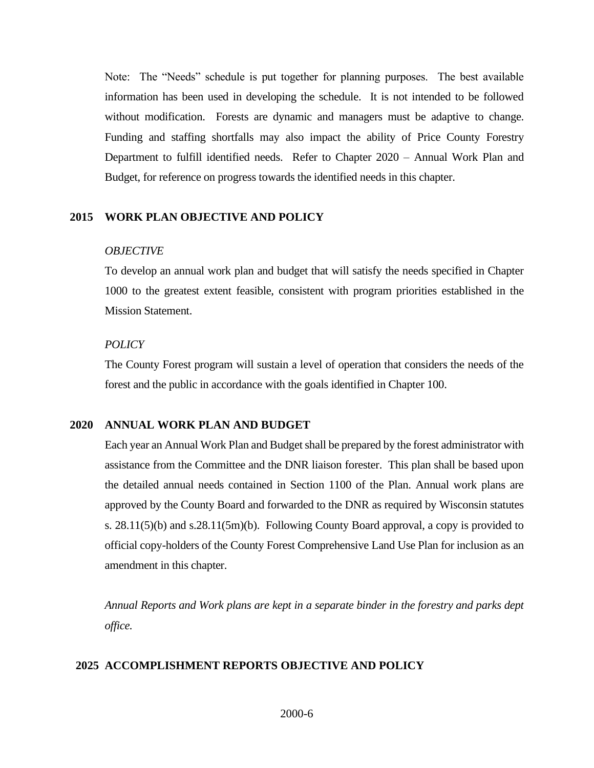Note: The "Needs" schedule is put together for planning purposes. The best available information has been used in developing the schedule. It is not intended to be followed without modification. Forests are dynamic and managers must be adaptive to change. Funding and staffing shortfalls may also impact the ability of Price County Forestry Department to fulfill identified needs. Refer to Chapter 2020 – Annual Work Plan and Budget, for reference on progress towards the identified needs in this chapter.

## 2015 WORK PLAN OBJECTIVE AND POLICY

*OBJECTIVE*

To develop an annual work plan and budget that will satisfy the needs specified in Chapter 1000 to the greatest extent feasible, consistent with program priorities established in the Mission Statement.

*POLICY*

The County Forest program will sustain a level of operation that considers the needs of the forest and the public in accordance with the goals identified in Chapter 100.

## 2020 ANNUAL WORK PLAN AND BUDGET

Each year an Annual Work Plan and Budget shall be prepared by the forest administrator with assistance from the Committee and the DNR liaison forester. This plan shall be based upon the detailed annual needs contained in Section 1100 of the Plan. Annual work plans are approved by the County Board and forwarded to the DNR as required by Wisconsin statutes s. 28.11(5)(b) and s.28.11(5m)(b). Following County Board approval, a copy is provided to official copy-holders of the County Forest Comprehensive Land Use Plan for inclusion as an amendment in this chapter.

*Annual Reports and Work plans are kept in a separate binder in the forestry and parks dept office.*

## 2025 ACCOMPLISHMENT REPORTS OBJECTIVE AND POLICY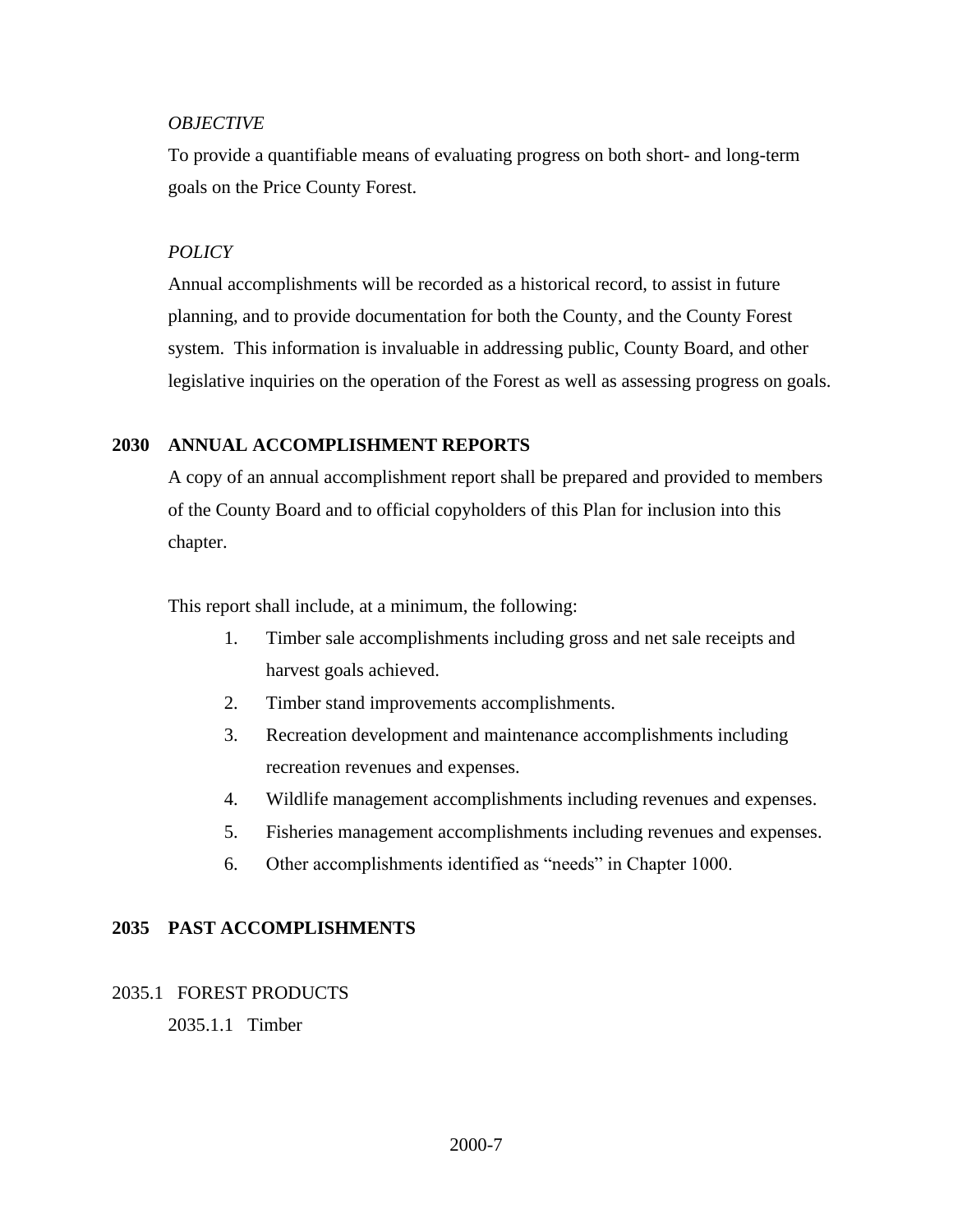*OBJECTIVE*

To provide a quantifiable means of evaluating progress on both short- and long-term goals on the Price County Forest.

*POLICY*

Annual accomplishments will be recorded as a historical record, to assist in future planning, and to provide documentation for both the County, and the County Forest system. This information is invaluable in addressing public, County Board, and other legislative inquiries on the operation of the Forest as well as assessing progress on goals.

## 2030 ANNUAL ACCOMPLISHMENT REPORTS

A copy of an annual accomplishment report shall be prepared and provided to members of the County Board and to official copyholders of this Plan for inclusion into this chapter.

This report shall include, at a minimum, the following:

1. Timber sale accomplishments including gross and net sale receipts and harvest goals achieved.
2. Timber stand improvements accomplishments.
3. Recreation development and maintenance accomplishments including recreation revenues and expenses.
4. Wildlife management accomplishments including revenues and expenses.
5. Fisheries management accomplishments including revenues and expenses.
6. Other accomplishments identified as "needs" in Chapter 1000.

## 2035 PAST ACCOMPLISHMENTS

### 2035.1 FOREST PRODUCTS

#### 2035.1.1 Timber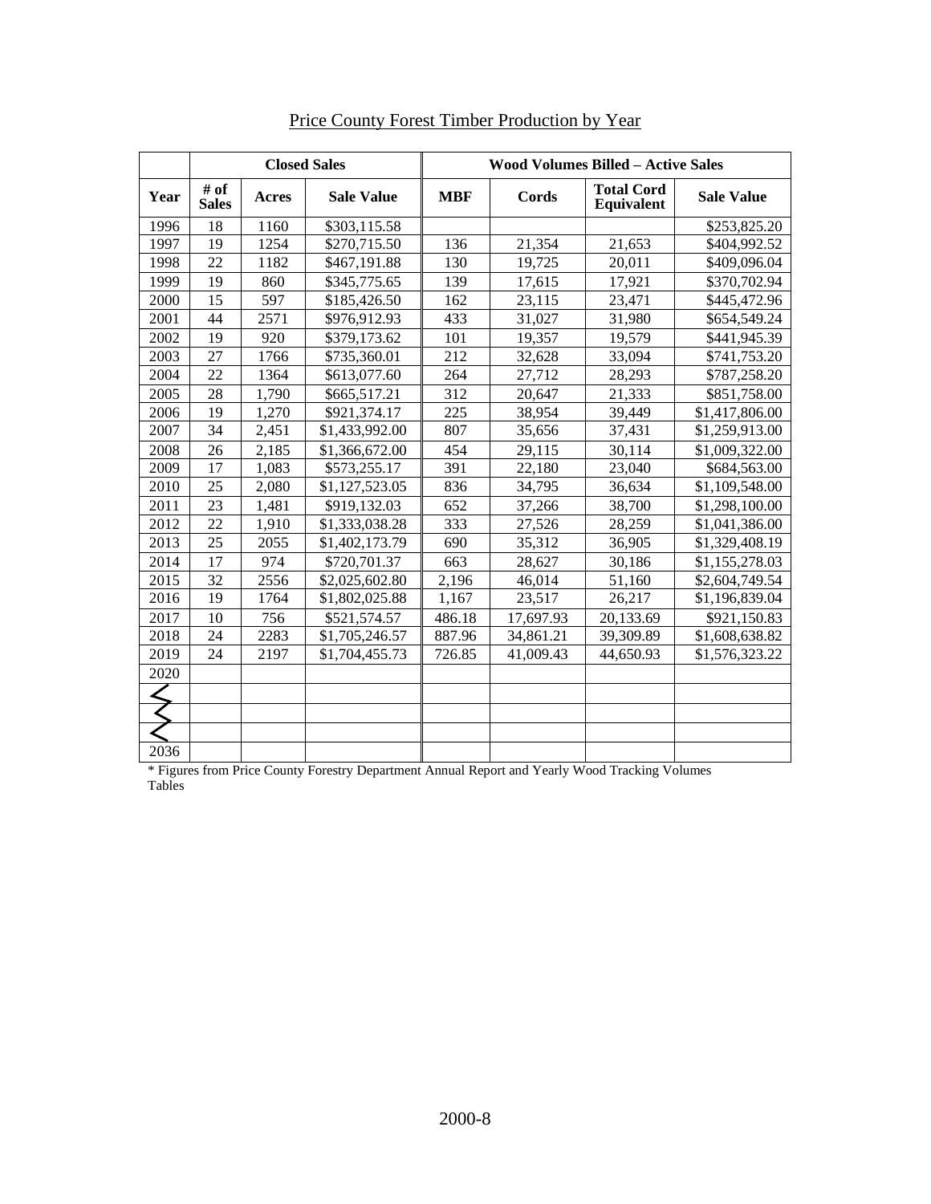Price County Forest Timber Production by Year

| | Closed Sales | | | Wood Volumes Billed – Active Sales | | | |
|---|---|---|---|---|---|---|---|
| **Year** | **# of Sales** | **Acres** | **Sale Value** | **MBF** | **Cords** | **Total Cord Equivalent** | **Sale Value** |
| 1996 | 18 | 1160 | $303,115.58 | | | | $253,825.20 |
| 1997 | 19 | 1254 | $270,715.50 | 136 | 21,354 | 21,653 | $404,992.52 |
| 1998 | 22 | 1182 | $467,191.88 | 130 | 19,725 | 20,011 | $409,096.04 |
| 1999 | 19 | 860 | $345,775.65 | 139 | 17,615 | 17,921 | $370,702.94 |
| 2000 | 15 | 597 | $185,426.50 | 162 | 23,115 | 23,471 | $445,472.96 |
| 2001 | 44 | 2571 | $976,912.93 | 433 | 31,027 | 31,980 | $654,549.24 |
| 2002 | 19 | 920 | $379,173.62 | 101 | 19,357 | 19,579 | $441,945.39 |
| 2003 | 27 | 1766 | $735,360.01 | 212 | 32,628 | 33,094 | $741,753.20 |
| 2004 | 22 | 1364 | $613,077.60 | 264 | 27,712 | 28,293 | $787,258.20 |
| 2005 | 28 | 1,790 | $665,517.21 | 312 | 20,647 | 21,333 | $851,758.00 |
| 2006 | 19 | 1,270 | $921,374.17 | 225 | 38,954 | 39,449 | $1,417,806.00 |
| 2007 | 34 | 2,451 | $1,433,992.00 | 807 | 35,656 | 37,431 | $1,259,913.00 |
| 2008 | 26 | 2,185 | $1,366,672.00 | 454 | 29,115 | 30,114 | $1,009,322.00 |
| 2009 | 17 | 1,083 | $573,255.17 | 391 | 22,180 | 23,040 | $684,563.00 |
| 2010 | 25 | 2,080 | $1,127,523.05 | 836 | 34,795 | 36,634 | $1,109,548.00 |
| 2011 | 23 | 1,481 | $919,132.03 | 652 | 37,266 | 38,700 | $1,298,100.00 |
| 2012 | 22 | 1,910 | $1,333,038.28 | 333 | 27,526 | 28,259 | $1,041,386.00 |
| 2013 | 25 | 2055 | $1,402,173.79 | 690 | 35,312 | 36,905 | $1,329,408.19 |
| 2014 | 17 | 974 | $720,701.37 | 663 | 28,627 | 30,186 | $1,155,278.03 |
| 2015 | 32 | 2556 | $2,025,602.80 | 2,196 | 46,014 | 51,160 | $2,604,749.54 |
| 2016 | 19 | 1764 | $1,802,025.88 | 1,167 | 23,517 | 26,217 | $1,196,839.04 |
| 2017 | 10 | 756 | $521,574.57 | 486.18 | 17,697.93 | 20,133.69 | $921,150.83 |
| 2018 | 24 | 2283 | $1,705,246.57 | 887.96 | 34,861.21 | 39,309.89 | $1,608,638.82 |
| 2019 | 24 | 2197 | $1,704,455.73 | 726.85 | 41,009.43 | 44,650.93 | $1,576,323.22 |
| 2020 | | | | | | | |
| | | | | | | | |
| | | | | | | | |
| | | | | | | | |
| 2036 | | | | | | | |

* Figures from Price County Forestry Department Annual Report and Yearly Wood Tracking Volumes Tables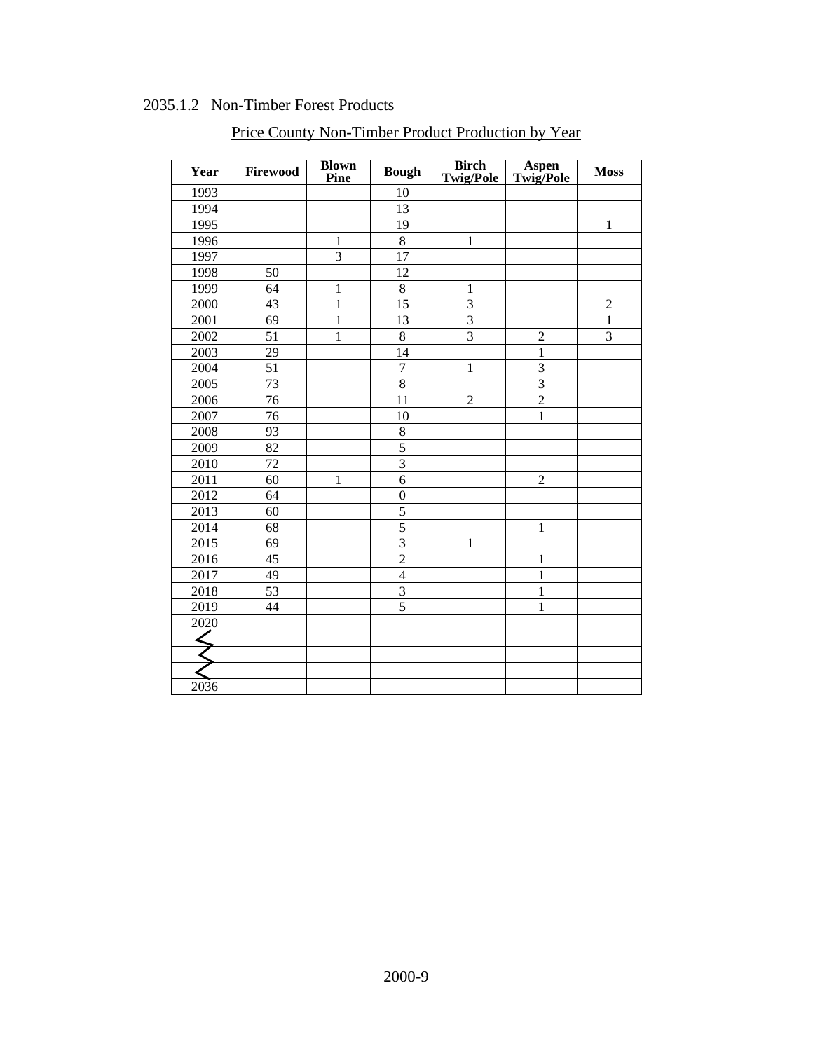### 2035.1.2 Non-Timber Forest Products

Price County Non-Timber Product Production by Year

| Year | Firewood | Blown Pine | Bough | Birch Twig/Pole | Aspen Twig/Pole | Moss |
|---|---|---|---|---|---|---|
| 1993 | | | 10 | | | |
| 1994 | | | 13 | | | |
| 1995 | | | 19 | | | 1 |
| 1996 | | 1 | 8 | 1 | | |
| 1997 | | 3 | 17 | | | |
| 1998 | 50 | | 12 | | | |
| 1999 | 64 | 1 | 8 | 1 | | |
| 2000 | 43 | 1 | 15 | 3 | | 2 |
| 2001 | 69 | 1 | 13 | 3 | | 1 |
| 2002 | 51 | 1 | 8 | 3 | 2 | 3 |
| 2003 | 29 | | 14 | | 1 | |
| 2004 | 51 | | 7 | 1 | 3 | |
| 2005 | 73 | | 8 | | 3 | |
| 2006 | 76 | | 11 | 2 | 2 | |
| 2007 | 76 | | 10 | | 1 | |
| 2008 | 93 | | 8 | | | |
| 2009 | 82 | | 5 | | | |
| 2010 | 72 | | 3 | | | |
| 2011 | 60 | 1 | 6 | | 2 | |
| 2012 | 64 | | 0 | | | |
| 2013 | 60 | | 5 | | | |
| 2014 | 68 | | 5 | | 1 | |
| 2015 | 69 | | 3 | 1 | | |
| 2016 | 45 | | 2 | | 1 | |
| 2017 | 49 | | 4 | | 1 | |
| 2018 | 53 | | 3 | | 1 | |
| 2019 | 44 | | 5 | | 1 | |
| 2020 | | | | | | |
| | | | | | | |
| | | | | | | |
| | | | | | | |
| 2036 | | | | | | |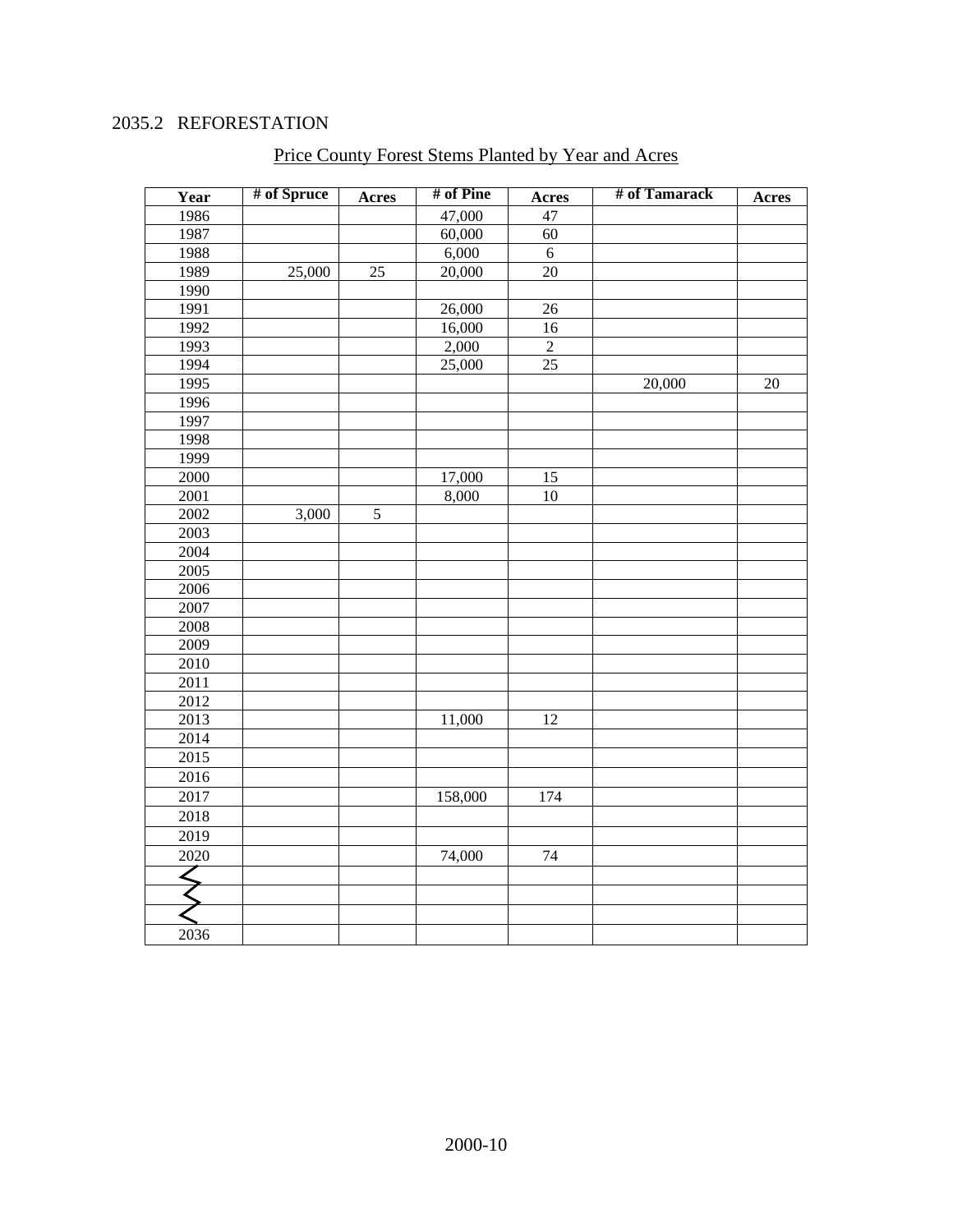2035.2 REFORESTATION

Price County Forest Stems Planted by Year and Acres

| Year | # of Spruce | Acres | # of Pine | Acres | # of Tamarack | Acres |
|---|---|---|---|---|---|---|
| 1986 | | | 47,000 | 47 | | |
| 1987 | | | 60,000 | 60 | | |
| 1988 | | | 6,000 | 6 | | |
| 1989 | 25,000 | 25 | 20,000 | 20 | | |
| 1990 | | | | | | |
| 1991 | | | 26,000 | 26 | | |
| 1992 | | | 16,000 | 16 | | |
| 1993 | | | 2,000 | 2 | | |
| 1994 | | | 25,000 | 25 | | |
| 1995 | | | | | 20,000 | 20 |
| 1996 | | | | | | |
| 1997 | | | | | | |
| 1998 | | | | | | |
| 1999 | | | | | | |
| 2000 | | | 17,000 | 15 | | |
| 2001 | | | 8,000 | 10 | | |
| 2002 | 3,000 | 5 | | | | |
| 2003 | | | | | | |
| 2004 | | | | | | |
| 2005 | | | | | | |
| 2006 | | | | | | |
| 2007 | | | | | | |
| 2008 | | | | | | |
| 2009 | | | | | | |
| 2010 | | | | | | |
| 2011 | | | | | | |
| 2012 | | | | | | |
| 2013 | | | 11,000 | 12 | | |
| 2014 | | | | | | |
| 2015 | | | | | | |
| 2016 | | | | | | |
| 2017 | | | 158,000 | 174 | | |
| 2018 | | | | | | |
| 2019 | | | | | | |
| 2020 | | | 74,000 | 74 | | |
| | | | | | | |
| | | | | | | |
| | | | | | | |
| 2036 | | | | | | |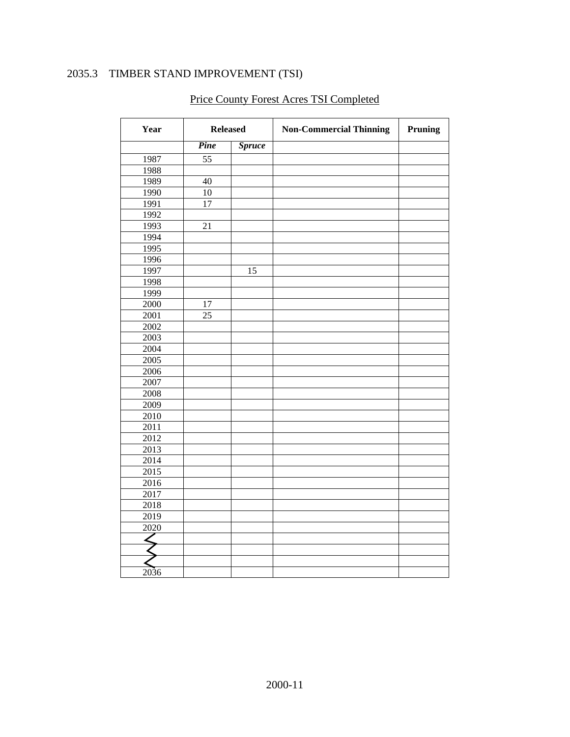## 2035.3 TIMBER STAND IMPROVEMENT (TSI)

Price County Forest Acres TSI Completed

| Year | Released | | Non-Commercial Thinning | Pruning |
|---|---|---|---|---|
| | ***Pine*** | ***Spruce*** | | |
| 1987 | 55 | | | |
| 1988 | | | | |
| 1989 | 40 | | | |
| 1990 | 10 | | | |
| 1991 | 17 | | | |
| 1992 | | | | |
| 1993 | 21 | | | |
| 1994 | | | | |
| 1995 | | | | |
| 1996 | | | | |
| 1997 | | 15 | | |
| 1998 | | | | |
| 1999 | | | | |
| 2000 | 17 | | | |
| 2001 | 25 | | | |
| 2002 | | | | |
| 2003 | | | | |
| 2004 | | | | |
| 2005 | | | | |
| 2006 | | | | |
| 2007 | | | | |
| 2008 | | | | |
| 2009 | | | | |
| 2010 | | | | |
| 2011 | | | | |
| 2012 | | | | |
| 2013 | | | | |
| 2014 | | | | |
| 2015 | | | | |
| 2016 | | | | |
| 2017 | | | | |
| 2018 | | | | |
| 2019 | | | | |
| 2020 | | | | |
| | | | | |
| | | | | |
| | | | | |
| 2036 | | | | |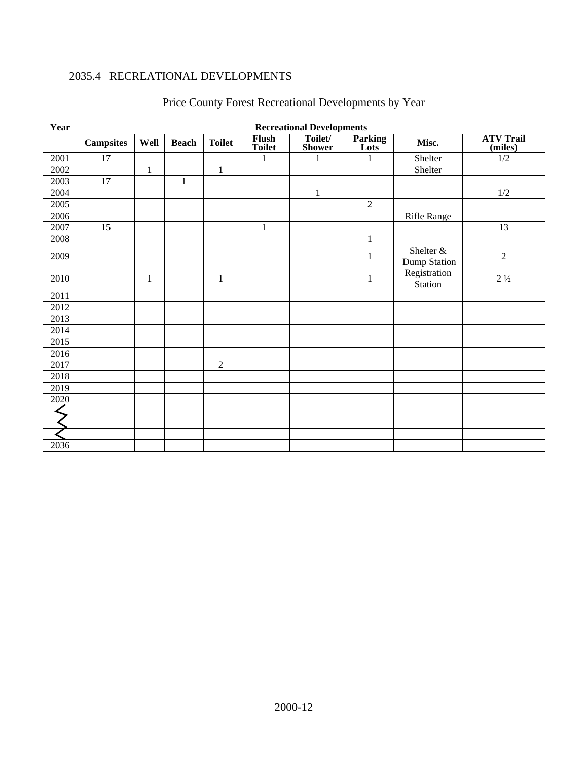## 2035.4 RECREATIONAL DEVELOPMENTS

Price County Forest Recreational Developments by Year

| Year | Recreational Developments | | | | | | | | |
|---|---|---|---|---|---|---|---|---|---|
| | **Campsites** | **Well** | **Beach** | **Toilet** | **Flush Toilet** | **Toilet/ Shower** | **Parking Lots** | **Misc.** | **ATV Trail (miles)** |
| 2001 | 17 | | | | 1 | 1 | 1 | Shelter | 1/2 |
| 2002 | | 1 | | 1 | | | | Shelter | |
| 2003 | 17 | | 1 | | | | | | |
| 2004 | | | | | | 1 | | | 1/2 |
| 2005 | | | | | | | 2 | | |
| 2006 | | | | | | | | Rifle Range | |
| 2007 | 15 | | | | 1 | | | | 13 |
| 2008 | | | | | | | 1 | | |
| 2009 | | | | | | | 1 | Shelter & Dump Station | 2 |
| 2010 | | 1 | | 1 | | | 1 | Registration Station | 2 ½ |
| 2011 | | | | | | | | | |
| 2012 | | | | | | | | | |
| 2013 | | | | | | | | | |
| 2014 | | | | | | | | | |
| 2015 | | | | | | | | | |
| 2016 | | | | | | | | | |
| 2017 | | | | 2 | | | | | |
| 2018 | | | | | | | | | |
| 2019 | | | | | | | | | |
| 2020 | | | | | | | | | |
| | | | | | | | | | |
| | | | | | | | | | |
| | | | | | | | | | |
| 2036 | | | | | | | | | |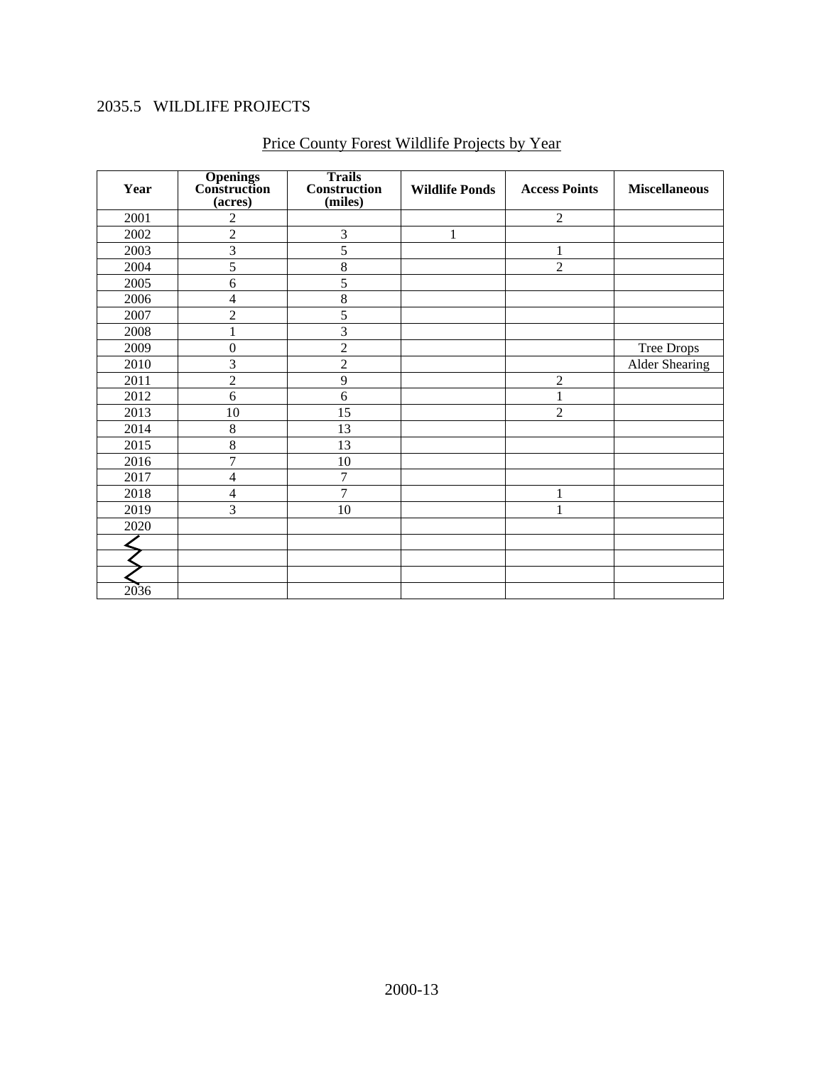## 2035.5 WILDLIFE PROJECTS

Price County Forest Wildlife Projects by Year

| Year | Openings Construction (acres) | Trails Construction (miles) | Wildlife Ponds | Access Points | Miscellaneous |
|---|---|---|---|---|---|
| 2001 | 2 | | | 2 | |
| 2002 | 2 | 3 | 1 | | |
| 2003 | 3 | 5 | | 1 | |
| 2004 | 5 | 8 | | 2 | |
| 2005 | 6 | 5 | | | |
| 2006 | 4 | 8 | | | |
| 2007 | 2 | 5 | | | |
| 2008 | 1 | 3 | | | |
| 2009 | 0 | 2 | | | Tree Drops |
| 2010 | 3 | 2 | | | Alder Shearing |
| 2011 | 2 | 9 | | 2 | |
| 2012 | 6 | 6 | | 1 | |
| 2013 | 10 | 15 | | 2 | |
| 2014 | 8 | 13 | | | |
| 2015 | 8 | 13 | | | |
| 2016 | 7 | 10 | | | |
| 2017 | 4 | 7 | | | |
| 2018 | 4 | 7 | | 1 | |
| 2019 | 3 | 10 | | 1 | |
| 2020 | | | | | |
| | | | | | |
| | | | | | |
| | | | | | |
| 2036 | | | | | |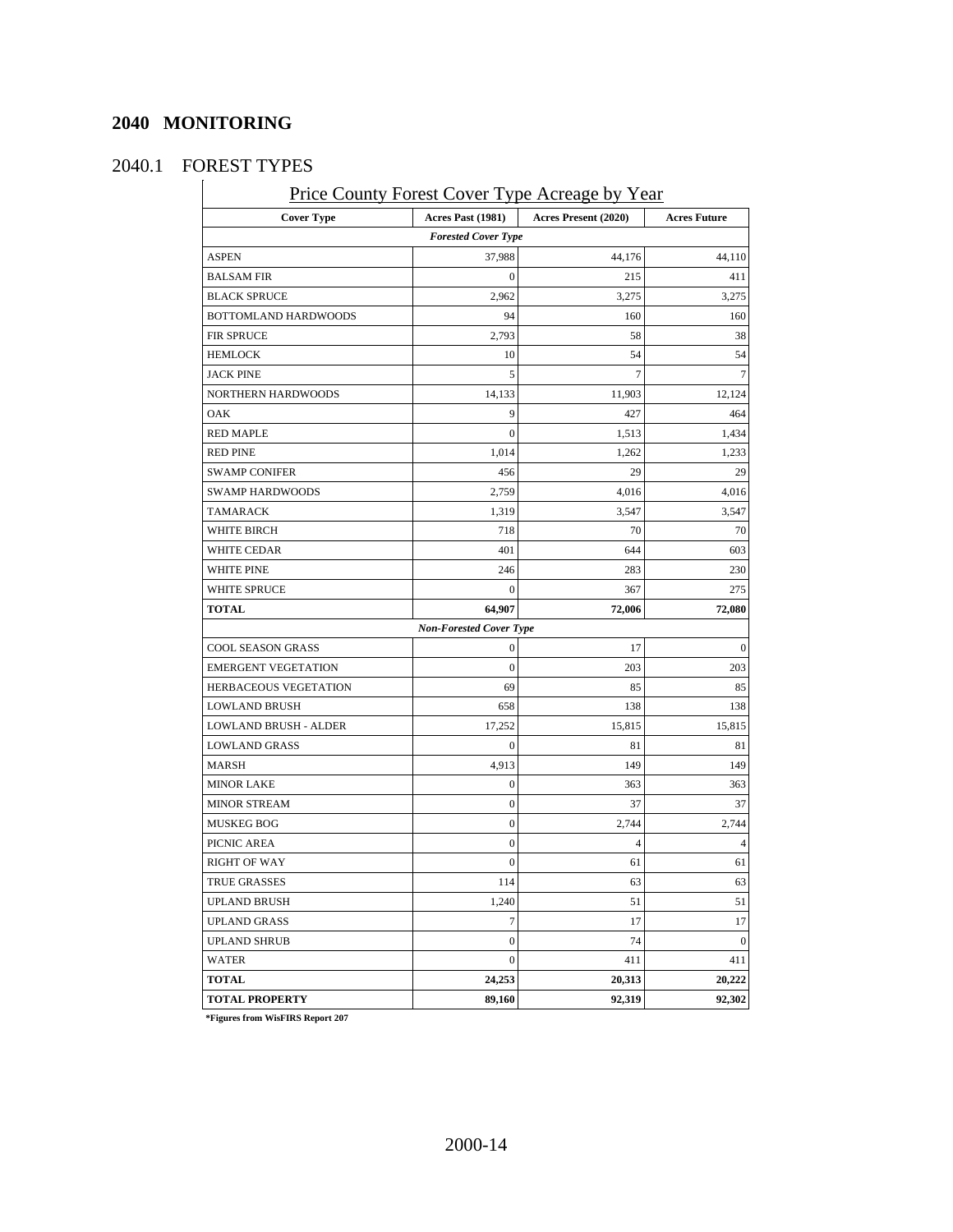## 2040 MONITORING

### 2040.1 FOREST TYPES

Price County Forest Cover Type Acreage by Year

| Cover Type | Acres Past (1981) | Acres Present (2020) | Acres Future |
|---|---|---|---|
| ***Forested Cover Type*** | | | |
| ASPEN | 37,988 | 44,176 | 44,110 |
| BALSAM FIR | 0 | 215 | 411 |
| BLACK SPRUCE | 2,962 | 3,275 | 3,275 |
| BOTTOMLAND HARDWOODS | 94 | 160 | 160 |
| FIR SPRUCE | 2,793 | 58 | 38 |
| HEMLOCK | 10 | 54 | 54 |
| JACK PINE | 5 | 7 | 7 |
| NORTHERN HARDWOODS | 14,133 | 11,903 | 12,124 |
| OAK | 9 | 427 | 464 |
| RED MAPLE | 0 | 1,513 | 1,434 |
| RED PINE | 1,014 | 1,262 | 1,233 |
| SWAMP CONIFER | 456 | 29 | 29 |
| SWAMP HARDWOODS | 2,759 | 4,016 | 4,016 |
| TAMARACK | 1,319 | 3,547 | 3,547 |
| WHITE BIRCH | 718 | 70 | 70 |
| WHITE CEDAR | 401 | 644 | 603 |
| WHITE PINE | 246 | 283 | 230 |
| WHITE SPRUCE | 0 | 367 | 275 |
| **TOTAL** | **64,907** | **72,006** | **72,080** |
| ***Non-Forested Cover Type*** | | | |
| COOL SEASON GRASS | 0 | 17 | 0 |
| EMERGENT VEGETATION | 0 | 203 | 203 |
| HERBACEOUS VEGETATION | 69 | 85 | 85 |
| LOWLAND BRUSH | 658 | 138 | 138 |
| LOWLAND BRUSH - ALDER | 17,252 | 15,815 | 15,815 |
| LOWLAND GRASS | 0 | 81 | 81 |
| MARSH | 4,913 | 149 | 149 |
| MINOR LAKE | 0 | 363 | 363 |
| MINOR STREAM | 0 | 37 | 37 |
| MUSKEG BOG | 0 | 2,744 | 2,744 |
| PICNIC AREA | 0 | 4 | 4 |
| RIGHT OF WAY | 0 | 61 | 61 |
| TRUE GRASSES | 114 | 63 | 63 |
| UPLAND BRUSH | 1,240 | 51 | 51 |
| UPLAND GRASS | 7 | 17 | 17 |
| UPLAND SHRUB | 0 | 74 | 0 |
| WATER | 0 | 411 | 411 |
| **TOTAL** | **24,253** | **20,313** | **20,222** |
| **TOTAL PROPERTY** | **89,160** | **92,319** | **92,302** |

**\*Figures from WisFIRS Report 207**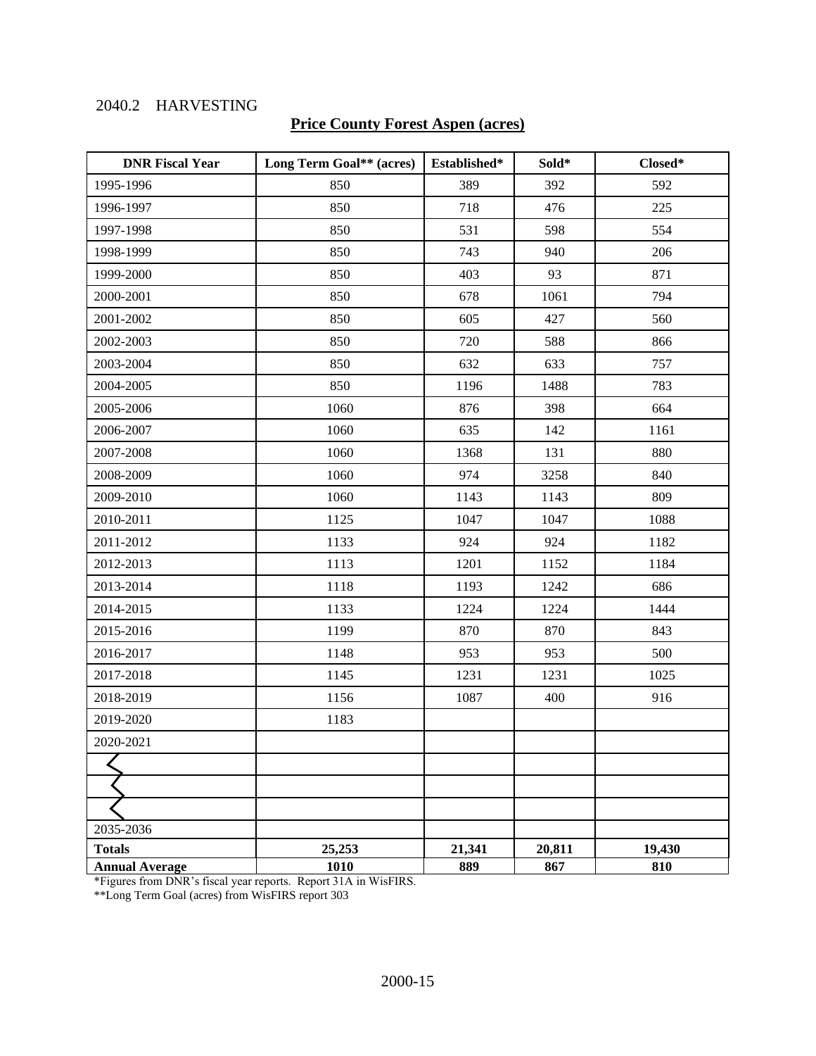2040.2 HARVESTING

## Price County Forest Aspen (acres)

| DNR Fiscal Year | Long Term Goal** (acres) | Established* | Sold* | Closed* |
|---|---|---|---|---|
| 1995-1996 | 850 | 389 | 392 | 592 |
| 1996-1997 | 850 | 718 | 476 | 225 |
| 1997-1998 | 850 | 531 | 598 | 554 |
| 1998-1999 | 850 | 743 | 940 | 206 |
| 1999-2000 | 850 | 403 | 93 | 871 |
| 2000-2001 | 850 | 678 | 1061 | 794 |
| 2001-2002 | 850 | 605 | 427 | 560 |
| 2002-2003 | 850 | 720 | 588 | 866 |
| 2003-2004 | 850 | 632 | 633 | 757 |
| 2004-2005 | 850 | 1196 | 1488 | 783 |
| 2005-2006 | 1060 | 876 | 398 | 664 |
| 2006-2007 | 1060 | 635 | 142 | 1161 |
| 2007-2008 | 1060 | 1368 | 131 | 880 |
| 2008-2009 | 1060 | 974 | 3258 | 840 |
| 2009-2010 | 1060 | 1143 | 1143 | 809 |
| 2010-2011 | 1125 | 1047 | 1047 | 1088 |
| 2011-2012 | 1133 | 924 | 924 | 1182 |
| 2012-2013 | 1113 | 1201 | 1152 | 1184 |
| 2013-2014 | 1118 | 1193 | 1242 | 686 |
| 2014-2015 | 1133 | 1224 | 1224 | 1444 |
| 2015-2016 | 1199 | 870 | 870 | 843 |
| 2016-2017 | 1148 | 953 | 953 | 500 |
| 2017-2018 | 1145 | 1231 | 1231 | 1025 |
| 2018-2019 | 1156 | 1087 | 400 | 916 |
| 2019-2020 | 1183 | | | |
| 2020-2021 | | | | |
| | | | | |
| | | | | |
| | | | | |
| 2035-2036 | | | | |
| **Totals** | **25,253** | **21,341** | **20,811** | **19,430** |
| **Annual Average** | **1010** | **889** | **867** | **810** |

*Figures from DNR's fiscal year reports. Report 31A in WisFIRS.

**Long Term Goal (acres) from WisFIRS report 303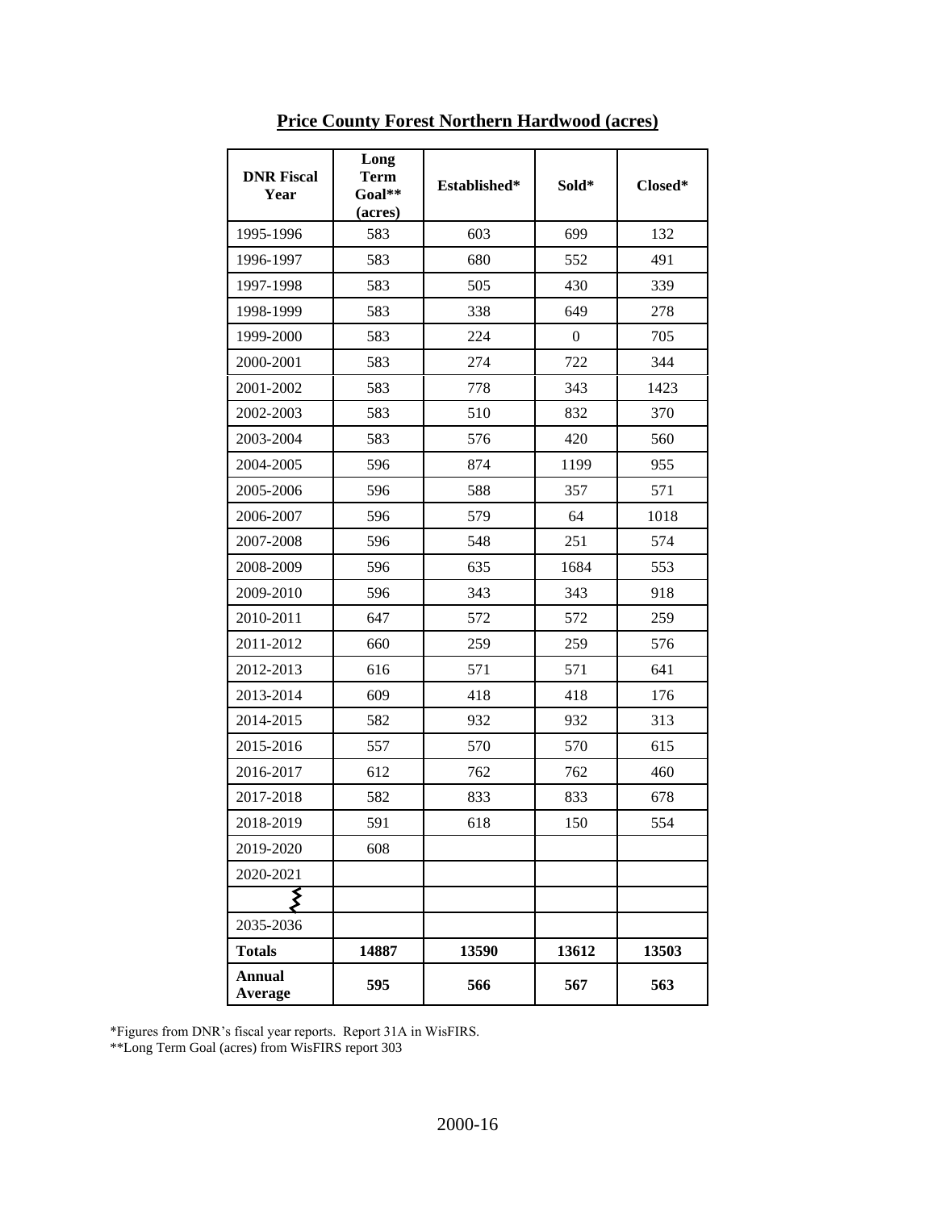# Price County Forest Northern Hardwood (acres)

| DNR Fiscal Year | Long Term Goal** (acres) | Established* | Sold* | Closed* |
|---|---|---|---|---|
| 1995-1996 | 583 | 603 | 699 | 132 |
| 1996-1997 | 583 | 680 | 552 | 491 |
| 1997-1998 | 583 | 505 | 430 | 339 |
| 1998-1999 | 583 | 338 | 649 | 278 |
| 1999-2000 | 583 | 224 | 0 | 705 |
| 2000-2001 | 583 | 274 | 722 | 344 |
| 2001-2002 | 583 | 778 | 343 | 1423 |
| 2002-2003 | 583 | 510 | 832 | 370 |
| 2003-2004 | 583 | 576 | 420 | 560 |
| 2004-2005 | 596 | 874 | 1199 | 955 |
| 2005-2006 | 596 | 588 | 357 | 571 |
| 2006-2007 | 596 | 579 | 64 | 1018 |
| 2007-2008 | 596 | 548 | 251 | 574 |
| 2008-2009 | 596 | 635 | 1684 | 553 |
| 2009-2010 | 596 | 343 | 343 | 918 |
| 2010-2011 | 647 | 572 | 572 | 259 |
| 2011-2012 | 660 | 259 | 259 | 576 |
| 2012-2013 | 616 | 571 | 571 | 641 |
| 2013-2014 | 609 | 418 | 418 | 176 |
| 2014-2015 | 582 | 932 | 932 | 313 |
| 2015-2016 | 557 | 570 | 570 | 615 |
| 2016-2017 | 612 | 762 | 762 | 460 |
| 2017-2018 | 582 | 833 | 833 | 678 |
| 2018-2019 | 591 | 618 | 150 | 554 |
| 2019-2020 | 608 | | | |
| 2020-2021 | | | | |
| ⋮ | | | | |
| 2035-2036 | | | | |
| **Totals** | **14887** | **13590** | **13612** | **13503** |
| **Annual Average** | **595** | **566** | **567** | **563** |

*Figures from DNR's fiscal year reports. Report 31A in WisFIRS.
**Long Term Goal (acres) from WisFIRS report 303

2000-16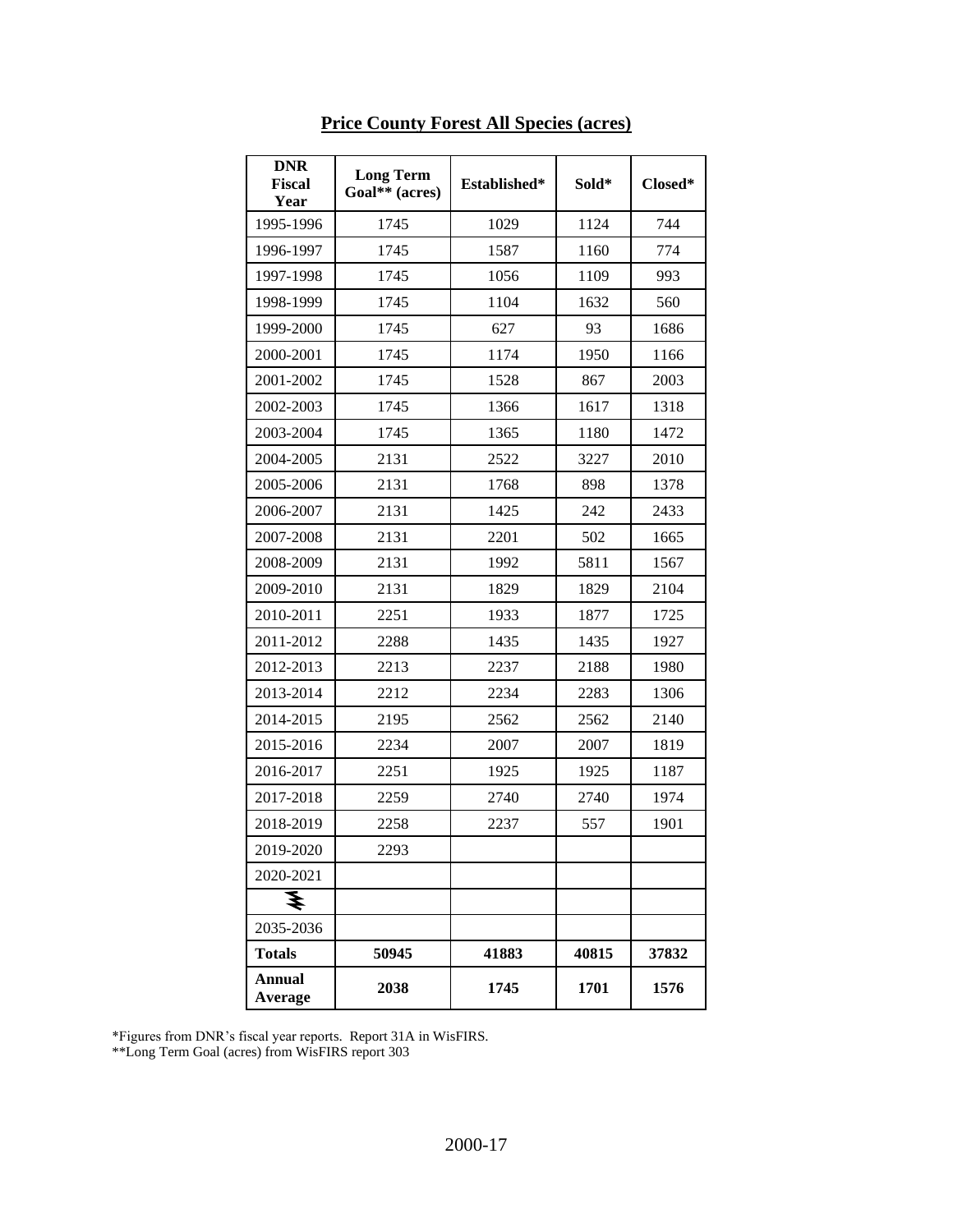## Price County Forest All Species (acres)

| DNR Fiscal Year | Long Term Goal** (acres) | Established* | Sold* | Closed* |
|---|---|---|---|---|
| 1995-1996 | 1745 | 1029 | 1124 | 744 |
| 1996-1997 | 1745 | 1587 | 1160 | 774 |
| 1997-1998 | 1745 | 1056 | 1109 | 993 |
| 1998-1999 | 1745 | 1104 | 1632 | 560 |
| 1999-2000 | 1745 | 627 | 93 | 1686 |
| 2000-2001 | 1745 | 1174 | 1950 | 1166 |
| 2001-2002 | 1745 | 1528 | 867 | 2003 |
| 2002-2003 | 1745 | 1366 | 1617 | 1318 |
| 2003-2004 | 1745 | 1365 | 1180 | 1472 |
| 2004-2005 | 2131 | 2522 | 3227 | 2010 |
| 2005-2006 | 2131 | 1768 | 898 | 1378 |
| 2006-2007 | 2131 | 1425 | 242 | 2433 |
| 2007-2008 | 2131 | 2201 | 502 | 1665 |
| 2008-2009 | 2131 | 1992 | 5811 | 1567 |
| 2009-2010 | 2131 | 1829 | 1829 | 2104 |
| 2010-2011 | 2251 | 1933 | 1877 | 1725 |
| 2011-2012 | 2288 | 1435 | 1435 | 1927 |
| 2012-2013 | 2213 | 2237 | 2188 | 1980 |
| 2013-2014 | 2212 | 2234 | 2283 | 1306 |
| 2014-2015 | 2195 | 2562 | 2562 | 2140 |
| 2015-2016 | 2234 | 2007 | 2007 | 1819 |
| 2016-2017 | 2251 | 1925 | 1925 | 1187 |
| 2017-2018 | 2259 | 2740 | 2740 | 1974 |
| 2018-2019 | 2258 | 2237 | 557 | 1901 |
| 2019-2020 | 2293 | | | |
| 2020-2021 | | | | |
| ≷ | | | | |
| 2035-2036 | | | | |
| **Totals** | **50945** | **41883** | **40815** | **37832** |
| **Annual Average** | **2038** | **1745** | **1701** | **1576** |

*Figures from DNR's fiscal year reports. Report 31A in WisFIRS.
**Long Term Goal (acres) from WisFIRS report 303

2000-17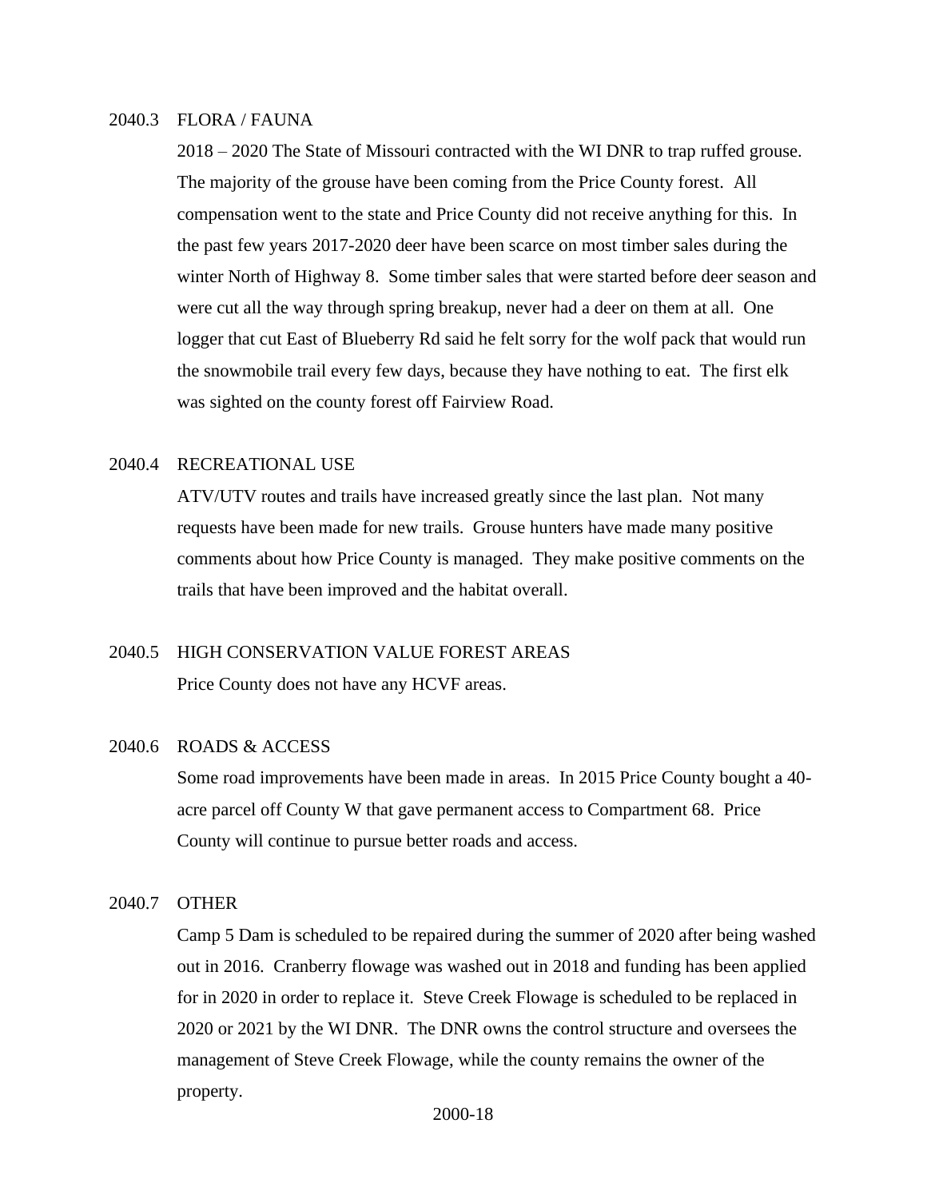## 2040.3 FLORA / FAUNA

2018 – 2020 The State of Missouri contracted with the WI DNR to trap ruffed grouse. The majority of the grouse have been coming from the Price County forest. All compensation went to the state and Price County did not receive anything for this. In the past few years 2017-2020 deer have been scarce on most timber sales during the winter North of Highway 8. Some timber sales that were started before deer season and were cut all the way through spring breakup, never had a deer on them at all. One logger that cut East of Blueberry Rd said he felt sorry for the wolf pack that would run the snowmobile trail every few days, because they have nothing to eat. The first elk was sighted on the county forest off Fairview Road.

## 2040.4 RECREATIONAL USE

ATV/UTV routes and trails have increased greatly since the last plan. Not many requests have been made for new trails. Grouse hunters have made many positive comments about how Price County is managed. They make positive comments on the trails that have been improved and the habitat overall.

## 2040.5 HIGH CONSERVATION VALUE FOREST AREAS

Price County does not have any HCVF areas.

## 2040.6 ROADS & ACCESS

Some road improvements have been made in areas. In 2015 Price County bought a 40-acre parcel off County W that gave permanent access to Compartment 68. Price County will continue to pursue better roads and access.

## 2040.7 OTHER

Camp 5 Dam is scheduled to be repaired during the summer of 2020 after being washed out in 2016. Cranberry flowage was washed out in 2018 and funding has been applied for in 2020 in order to replace it. Steve Creek Flowage is scheduled to be replaced in 2020 or 2021 by the WI DNR. The DNR owns the control structure and oversees the management of Steve Creek Flowage, while the county remains the owner of the property.